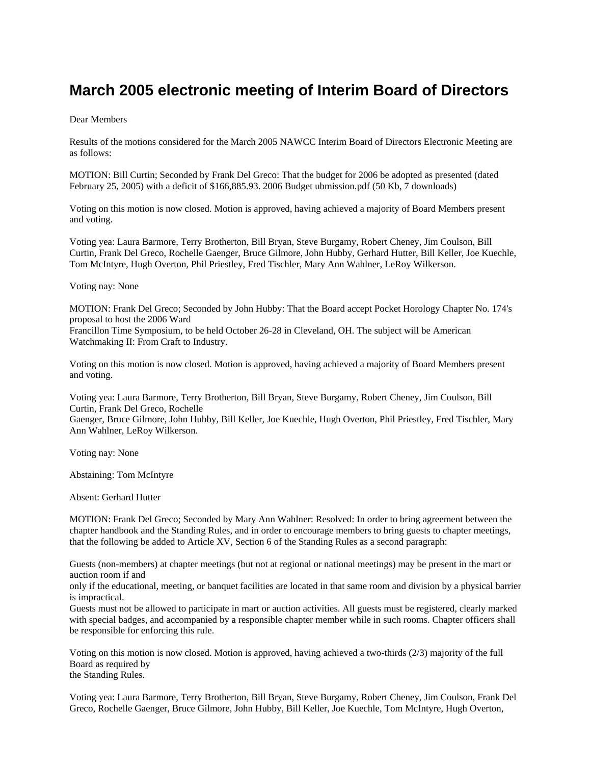# March 2005 electronic meeting of Interim Board of Directors

Dear Members

Results of the motions considered for the March 2005 NAWCC Interim Board of Directors Electronic Meeting are as follows:

MOTION: Bill Curtin; Seconded by Frank Del Greco: That the budget for 2006 be adopted as presented (dated February 25, 2005) with a deficit of $166,885.93. 2006 Budget ubmission.pdf (50 Kb, 7 downloads)

Voting on this motion is now closed. Motion is approved, having achieved a majority of Board Members present and voting.

Voting yea: Laura Barmore, Terry Brotherton, Bill Bryan, Steve Burgamy, Robert Cheney, Jim Coulson, Bill Curtin, Frank Del Greco, Rochelle Gaenger, Bruce Gilmore, John Hubby, Gerhard Hutter, Bill Keller, Joe Kuechle, Tom McIntyre, Hugh Overton, Phil Priestley, Fred Tischler, Mary Ann Wahlner, LeRoy Wilkerson.

Voting nay: None

MOTION: Frank Del Greco; Seconded by John Hubby: That the Board accept Pocket Horology Chapter No. 174's proposal to host the 2006 Ward Francillon Time Symposium, to be held October 26-28 in Cleveland, OH. The subject will be American Watchmaking II: From Craft to Industry.

Voting on this motion is now closed. Motion is approved, having achieved a majority of Board Members present and voting.

Voting yea: Laura Barmore, Terry Brotherton, Bill Bryan, Steve Burgamy, Robert Cheney, Jim Coulson, Bill Curtin, Frank Del Greco, Rochelle Gaenger, Bruce Gilmore, John Hubby, Bill Keller, Joe Kuechle, Hugh Overton, Phil Priestley, Fred Tischler, Mary Ann Wahlner, LeRoy Wilkerson.

Voting nay: None

Abstaining: Tom McIntyre

Absent: Gerhard Hutter

MOTION: Frank Del Greco; Seconded by Mary Ann Wahlner: Resolved: In order to bring agreement between the chapter handbook and the Standing Rules, and in order to encourage members to bring guests to chapter meetings, that the following be added to Article XV, Section 6 of the Standing Rules as a second paragraph:

Guests (non-members) at chapter meetings (but not at regional or national meetings) may be present in the mart or auction room if and only if the educational, meeting, or banquet facilities are located in that same room and division by a physical barrier is impractical.
Guests must not be allowed to participate in mart or auction activities. All guests must be registered, clearly marked with special badges, and accompanied by a responsible chapter member while in such rooms. Chapter officers shall be responsible for enforcing this rule.

Voting on this motion is now closed. Motion is approved, having achieved a two-thirds (2/3) majority of the full Board as required by the Standing Rules.

Voting yea: Laura Barmore, Terry Brotherton, Bill Bryan, Steve Burgamy, Robert Cheney, Jim Coulson, Frank Del Greco, Rochelle Gaenger, Bruce Gilmore, John Hubby, Bill Keller, Joe Kuechle, Tom McIntyre, Hugh Overton,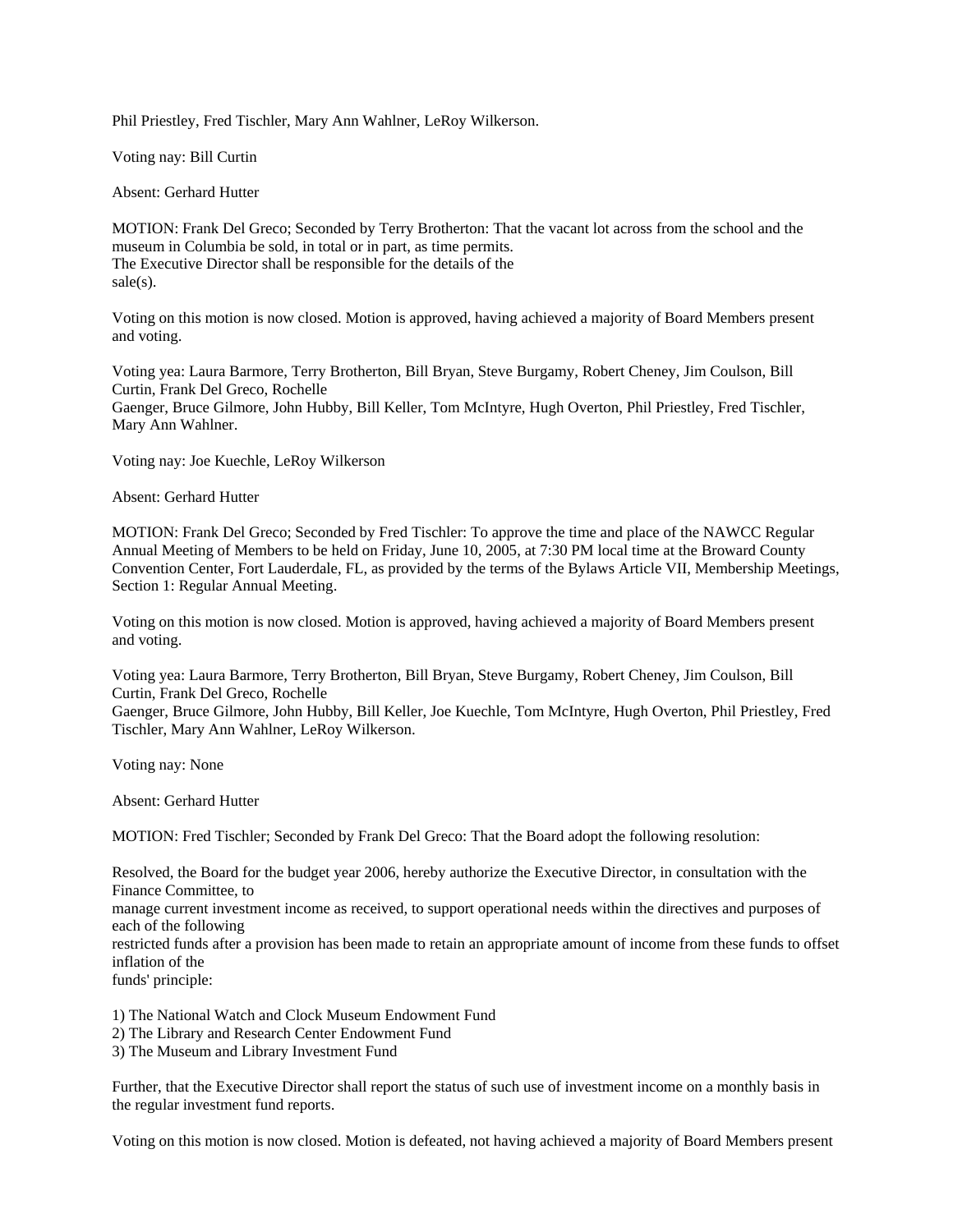Phil Priestley, Fred Tischler, Mary Ann Wahlner, LeRoy Wilkerson.

Voting nay: Bill Curtin

Absent: Gerhard Hutter

MOTION: Frank Del Greco; Seconded by Terry Brotherton: That the vacant lot across from the school and the museum in Columbia be sold, in total or in part, as time permits.
The Executive Director shall be responsible for the details of the sale(s).

Voting on this motion is now closed. Motion is approved, having achieved a majority of Board Members present and voting.

Voting yea: Laura Barmore, Terry Brotherton, Bill Bryan, Steve Burgamy, Robert Cheney, Jim Coulson, Bill Curtin, Frank Del Greco, Rochelle Gaenger, Bruce Gilmore, John Hubby, Bill Keller, Tom McIntyre, Hugh Overton, Phil Priestley, Fred Tischler, Mary Ann Wahlner.

Voting nay: Joe Kuechle, LeRoy Wilkerson

Absent: Gerhard Hutter

MOTION: Frank Del Greco; Seconded by Fred Tischler: To approve the time and place of the NAWCC Regular Annual Meeting of Members to be held on Friday, June 10, 2005, at 7:30 PM local time at the Broward County Convention Center, Fort Lauderdale, FL, as provided by the terms of the Bylaws Article VII, Membership Meetings, Section 1: Regular Annual Meeting.

Voting on this motion is now closed. Motion is approved, having achieved a majority of Board Members present and voting.

Voting yea: Laura Barmore, Terry Brotherton, Bill Bryan, Steve Burgamy, Robert Cheney, Jim Coulson, Bill Curtin, Frank Del Greco, Rochelle Gaenger, Bruce Gilmore, John Hubby, Bill Keller, Joe Kuechle, Tom McIntyre, Hugh Overton, Phil Priestley, Fred Tischler, Mary Ann Wahlner, LeRoy Wilkerson.

Voting nay: None

Absent: Gerhard Hutter

MOTION: Fred Tischler; Seconded by Frank Del Greco: That the Board adopt the following resolution:

Resolved, the Board for the budget year 2006, hereby authorize the Executive Director, in consultation with the Finance Committee, to manage current investment income as received, to support operational needs within the directives and purposes of each of the following restricted funds after a provision has been made to retain an appropriate amount of income from these funds to offset inflation of the funds' principle:

1) The National Watch and Clock Museum Endowment Fund
2) The Library and Research Center Endowment Fund
3) The Museum and Library Investment Fund

Further, that the Executive Director shall report the status of such use of investment income on a monthly basis in the regular investment fund reports.

Voting on this motion is now closed. Motion is defeated, not having achieved a majority of Board Members present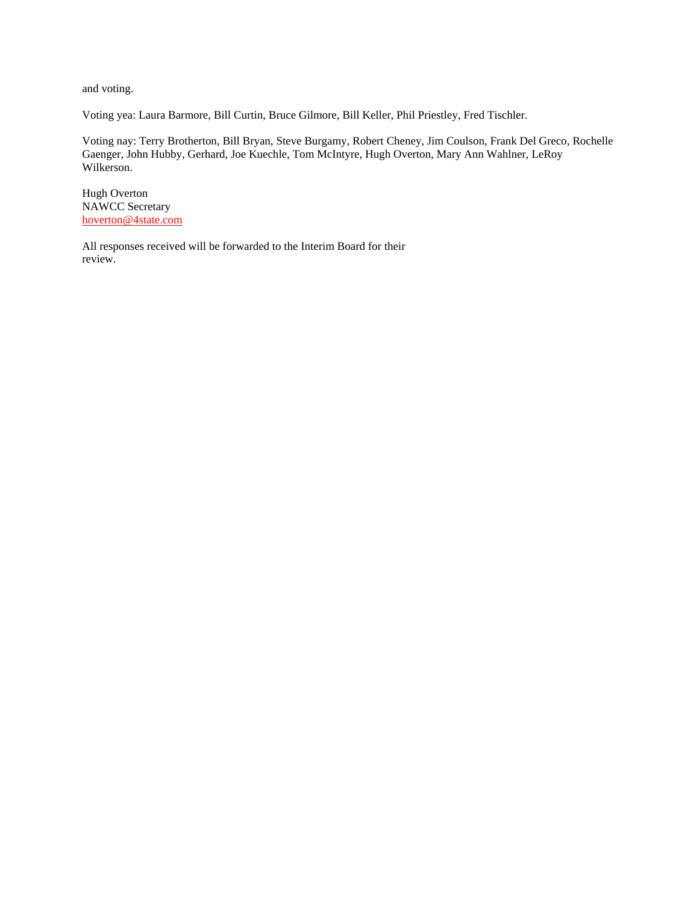and voting.

Voting yea: Laura Barmore, Bill Curtin, Bruce Gilmore, Bill Keller, Phil Priestley, Fred Tischler.

Voting nay: Terry Brotherton, Bill Bryan, Steve Burgamy, Robert Cheney, Jim Coulson, Frank Del Greco, Rochelle Gaenger, John Hubby, Gerhard, Joe Kuechle, Tom McIntyre, Hugh Overton, Mary Ann Wahlner, LeRoy Wilkerson.

Hugh Overton
NAWCC Secretary
hoverton@4state.com

All responses received will be forwarded to the Interim Board for their review.